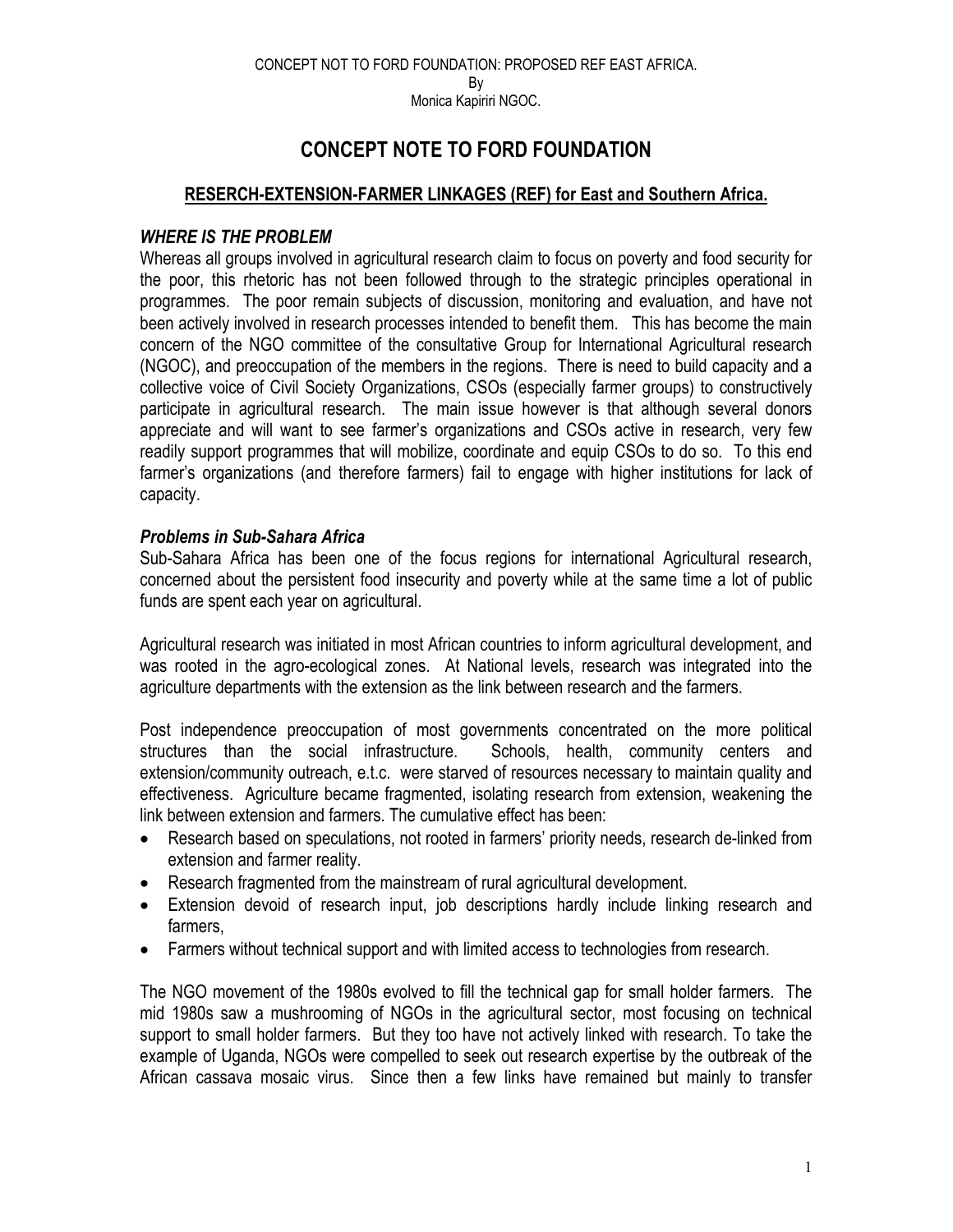CONCEPT NOT TO FORD FOUNDATION: PROPOSED REF EAST AFRICA.
By
Monica Kapiriri NGOC.

# CONCEPT NOTE TO FORD FOUNDATION

## RESERCH-EXTENSION-FARMER LINKAGES (REF) for East and Southern Africa.

### *WHERE IS THE PROBLEM*

Whereas all groups involved in agricultural research claim to focus on poverty and food security for the poor, this rhetoric has not been followed through to the strategic principles operational in programmes. The poor remain subjects of discussion, monitoring and evaluation, and have not been actively involved in research processes intended to benefit them. This has become the main concern of the NGO committee of the consultative Group for International Agricultural research (NGOC), and preoccupation of the members in the regions. There is need to build capacity and a collective voice of Civil Society Organizations, CSOs (especially farmer groups) to constructively participate in agricultural research. The main issue however is that although several donors appreciate and will want to see farmer's organizations and CSOs active in research, very few readily support programmes that will mobilize, coordinate and equip CSOs to do so. To this end farmer's organizations (and therefore farmers) fail to engage with higher institutions for lack of capacity.

### *Problems in Sub-Sahara Africa*

Sub-Sahara Africa has been one of the focus regions for international Agricultural research, concerned about the persistent food insecurity and poverty while at the same time a lot of public funds are spent each year on agricultural.

Agricultural research was initiated in most African countries to inform agricultural development, and was rooted in the agro-ecological zones. At National levels, research was integrated into the agriculture departments with the extension as the link between research and the farmers.

Post independence preoccupation of most governments concentrated on the more political structures than the social infrastructure. Schools, health, community centers and extension/community outreach, e.t.c. were starved of resources necessary to maintain quality and effectiveness. Agriculture became fragmented, isolating research from extension, weakening the link between extension and farmers. The cumulative effect has been:

- Research based on speculations, not rooted in farmers' priority needs, research de-linked from extension and farmer reality.
- Research fragmented from the mainstream of rural agricultural development.
- Extension devoid of research input, job descriptions hardly include linking research and farmers,
- Farmers without technical support and with limited access to technologies from research.

The NGO movement of the 1980s evolved to fill the technical gap for small holder farmers. The mid 1980s saw a mushrooming of NGOs in the agricultural sector, most focusing on technical support to small holder farmers. But they too have not actively linked with research. To take the example of Uganda, NGOs were compelled to seek out research expertise by the outbreak of the African cassava mosaic virus. Since then a few links have remained but mainly to transfer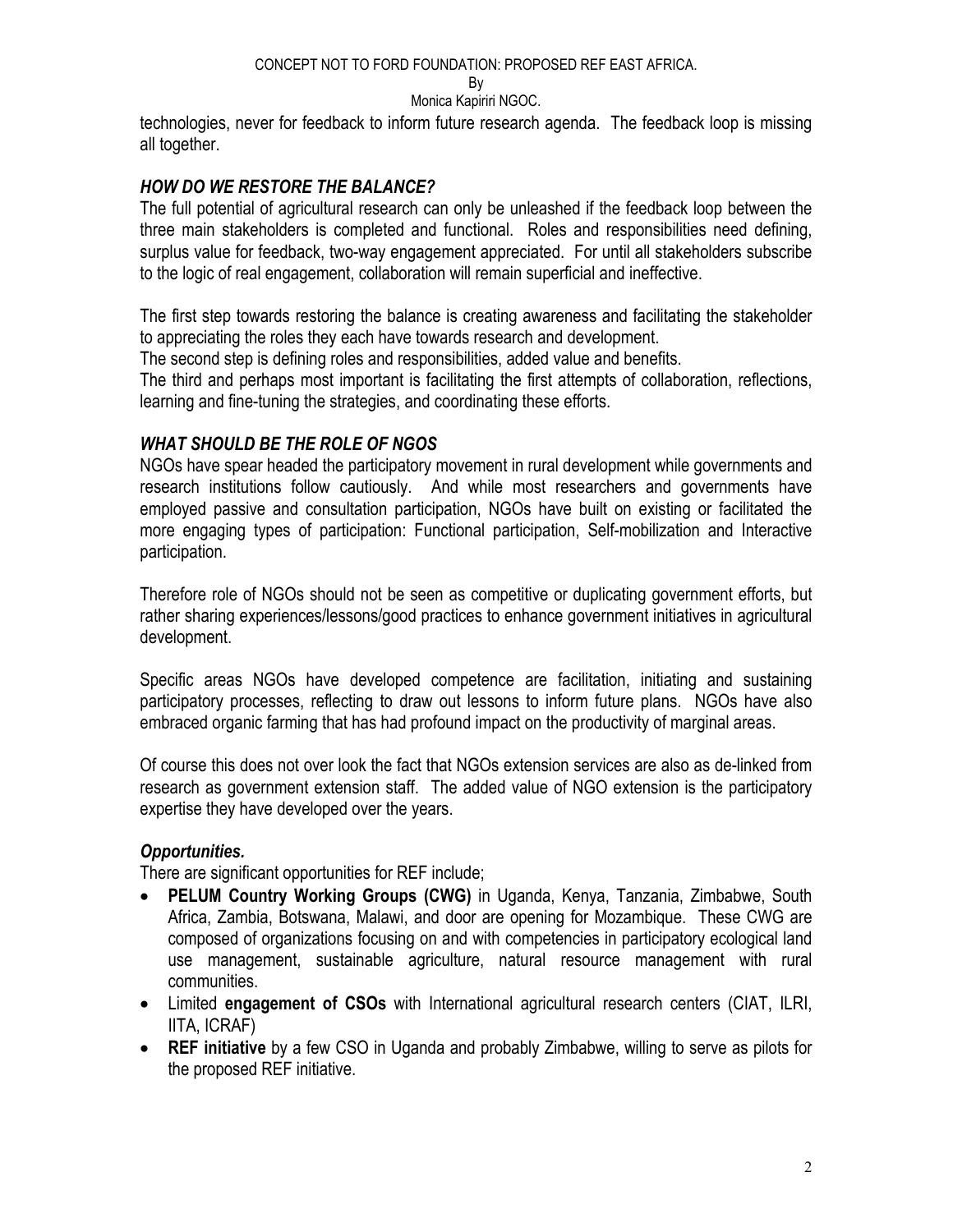technologies, never for feedback to inform future research agenda. The feedback loop is missing all together.

### *HOW DO WE RESTORE THE BALANCE?*

The full potential of agricultural research can only be unleashed if the feedback loop between the three main stakeholders is completed and functional. Roles and responsibilities need defining, surplus value for feedback, two-way engagement appreciated. For until all stakeholders subscribe to the logic of real engagement, collaboration will remain superficial and ineffective.

The first step towards restoring the balance is creating awareness and facilitating the stakeholder to appreciating the roles they each have towards research and development.

The second step is defining roles and responsibilities, added value and benefits.

The third and perhaps most important is facilitating the first attempts of collaboration, reflections, learning and fine-tuning the strategies, and coordinating these efforts.

### *WHAT SHOULD BE THE ROLE OF NGOS*

NGOs have spear headed the participatory movement in rural development while governments and research institutions follow cautiously. And while most researchers and governments have employed passive and consultation participation, NGOs have built on existing or facilitated the more engaging types of participation: Functional participation, Self-mobilization and Interactive participation.

Therefore role of NGOs should not be seen as competitive or duplicating government efforts, but rather sharing experiences/lessons/good practices to enhance government initiatives in agricultural development.

Specific areas NGOs have developed competence are facilitation, initiating and sustaining participatory processes, reflecting to draw out lessons to inform future plans. NGOs have also embraced organic farming that has had profound impact on the productivity of marginal areas.

Of course this does not over look the fact that NGOs extension services are also as de-linked from research as government extension staff. The added value of NGO extension is the participatory expertise they have developed over the years.

### *Opportunities.*

There are significant opportunities for REF include;

- **PELUM Country Working Groups (CWG)** in Uganda, Kenya, Tanzania, Zimbabwe, South Africa, Zambia, Botswana, Malawi, and door are opening for Mozambique. These CWG are composed of organizations focusing on and with competencies in participatory ecological land use management, sustainable agriculture, natural resource management with rural communities.
- Limited **engagement of CSOs** with International agricultural research centers (CIAT, ILRI, IITA, ICRAF)
- **REF initiative** by a few CSO in Uganda and probably Zimbabwe, willing to serve as pilots for the proposed REF initiative.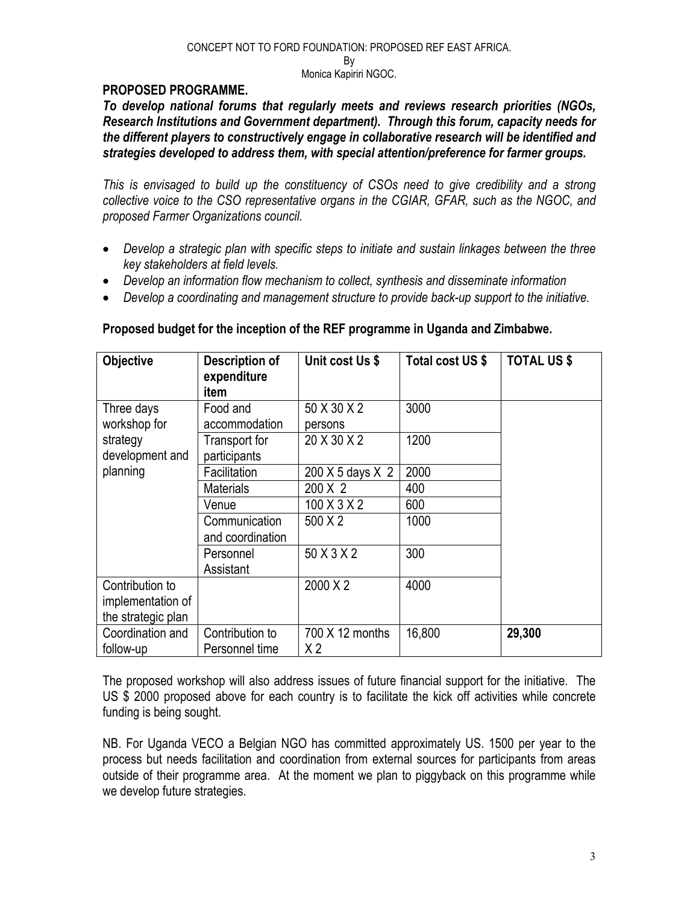CONCEPT NOT TO FORD FOUNDATION: PROPOSED REF EAST AFRICA.
By
Monica Kapiriri NGOC.

**PROPOSED PROGRAMME.**

***To develop national forums that regularly meets and reviews research priorities (NGOs, Research Institutions and Government department). Through this forum, capacity needs for the different players to constructively engage in collaborative research will be identified and strategies developed to address them, with special attention/preference for farmer groups.***

*This is envisaged to build up the constituency of CSOs need to give credibility and a strong collective voice to the CSO representative organs in the CGIAR, GFAR, such as the NGOC, and proposed Farmer Organizations council.*

- *Develop a strategic plan with specific steps to initiate and sustain linkages between the three key stakeholders at field levels.*
- *Develop an information flow mechanism to collect, synthesis and disseminate information*
- *Develop a coordinating and management structure to provide back-up support to the initiative.*

**Proposed budget for the inception of the REF programme in Uganda and Zimbabwe.**

| Objective | Description of expenditure item | Unit cost Us $ | Total cost US $ | TOTAL US $ |
|---|---|---|---|---|
| Three days workshop for strategy development and planning | Food and accommodation | 50 X 30 X 2 persons | 3000 | |
| | Transport for participants | 20 X 30 X 2 | 1200 | |
| | Facilitation | 200 X 5 days X 2 | 2000 | |
| | Materials | 200 X 2 | 400 | |
| | Venue | 100 X 3 X 2 | 600 | |
| | Communication and coordination | 500 X 2 | 1000 | |
| | Personnel Assistant | 50 X 3 X 2 | 300 | |
| Contribution to implementation of the strategic plan | | 2000 X 2 | 4000 | |
| Coordination and follow-up | Contribution to Personnel time | 700 X 12 months X 2 | 16,800 | **29,300** |

The proposed workshop will also address issues of future financial support for the initiative. The US $ 2000 proposed above for each country is to facilitate the kick off activities while concrete funding is being sought.

NB. For Uganda VECO a Belgian NGO has committed approximately US. 1500 per year to the process but needs facilitation and coordination from external sources for participants from areas outside of their programme area. At the moment we plan to piggyback on this programme while we develop future strategies.